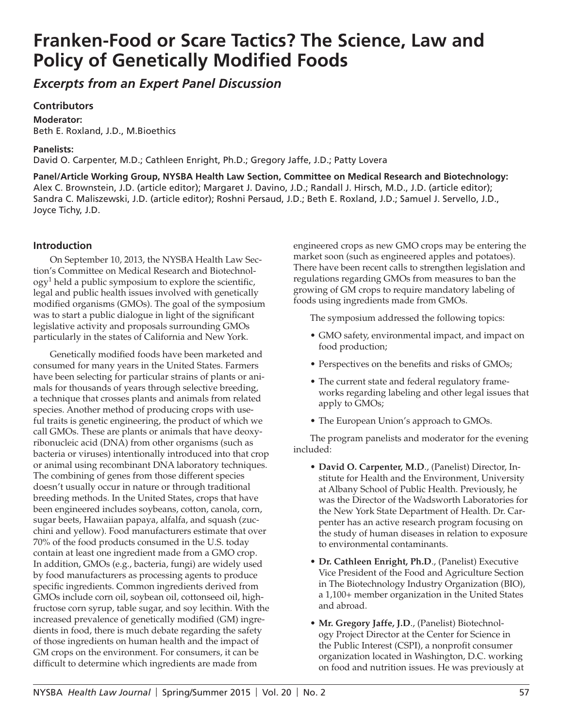# Franken-Food or Scare Tactics? The Science, Law and Policy of Genetically Modified Foods

## *Excerpts from an Expert Panel Discussion*

### Contributors

**Moderator:**
Beth E. Roxland, J.D., M.Bioethics

**Panelists:**
David O. Carpenter, M.D.; Cathleen Enright, Ph.D.; Gregory Jaffe, J.D.; Patty Lovera

**Panel/Article Working Group, NYSBA Health Law Section, Committee on Medical Research and Biotechnology:**
Alex C. Brownstein, J.D. (article editor); Margaret J. Davino, J.D.; Randall J. Hirsch, M.D., J.D. (article editor); Sandra C. Maliszewski, J.D. (article editor); Roshni Persaud, J.D.; Beth E. Roxland, J.D.; Samuel J. Servello, J.D., Joyce Tichy, J.D.

### Introduction

On September 10, 2013, the NYSBA Health Law Section's Committee on Medical Research and Biotechnology[1] held a public symposium to explore the scientific, legal and public health issues involved with genetically modified organisms (GMOs). The goal of the symposium was to start a public dialogue in light of the significant legislative activity and proposals surrounding GMOs particularly in the states of California and New York.

Genetically modified foods have been marketed and consumed for many years in the United States. Farmers have been selecting for particular strains of plants or animals for thousands of years through selective breeding, a technique that crosses plants and animals from related species. Another method of producing crops with useful traits is genetic engineering, the product of which we call GMOs. These are plants or animals that have deoxyribonucleic acid (DNA) from other organisms (such as bacteria or viruses) intentionally introduced into that crop or animal using recombinant DNA laboratory techniques. The combining of genes from those different species doesn't usually occur in nature or through traditional breeding methods. In the United States, crops that have been engineered includes soybeans, cotton, canola, corn, sugar beets, Hawaiian papaya, alfalfa, and squash (zucchini and yellow). Food manufacturers estimate that over 70% of the food products consumed in the U.S. today contain at least one ingredient made from a GMO crop. In addition, GMOs (e.g., bacteria, fungi) are widely used by food manufacturers as processing agents to produce specific ingredients. Common ingredients derived from GMOs include corn oil, soybean oil, cottonseed oil, high-fructose corn syrup, table sugar, and soy lecithin. With the increased prevalence of genetically modified (GM) ingredients in food, there is much debate regarding the safety of those ingredients on human health and the impact of GM crops on the environment. For consumers, it can be difficult to determine which ingredients are made from engineered crops as new GMO crops may be entering the market soon (such as engineered apples and potatoes). There have been recent calls to strengthen legislation and regulations regarding GMOs from measures to ban the growing of GM crops to require mandatory labeling of foods using ingredients made from GMOs.

The symposium addressed the following topics:

- GMO safety, environmental impact, and impact on food production;
- Perspectives on the benefits and risks of GMOs;
- The current state and federal regulatory frameworks regarding labeling and other legal issues that apply to GMOs;
- The European Union's approach to GMOs.

The program panelists and moderator for the evening included:

- **David O. Carpenter, M.D**., (Panelist) Director, Institute for Health and the Environment, University at Albany School of Public Health. Previously, he was the Director of the Wadsworth Laboratories for the New York State Department of Health. Dr. Carpenter has an active research program focusing on the study of human diseases in relation to exposure to environmental contaminants.
- **Dr. Cathleen Enright, Ph.D**., (Panelist) Executive Vice President of the Food and Agriculture Section in The Biotechnology Industry Organization (BIO), a 1,100+ member organization in the United States and abroad.
- **Mr. Gregory Jaffe, J.D**., (Panelist) Biotechnology Project Director at the Center for Science in the Public Interest (CSPI), a nonprofit consumer organization located in Washington, D.C. working on food and nutrition issues. He was previously at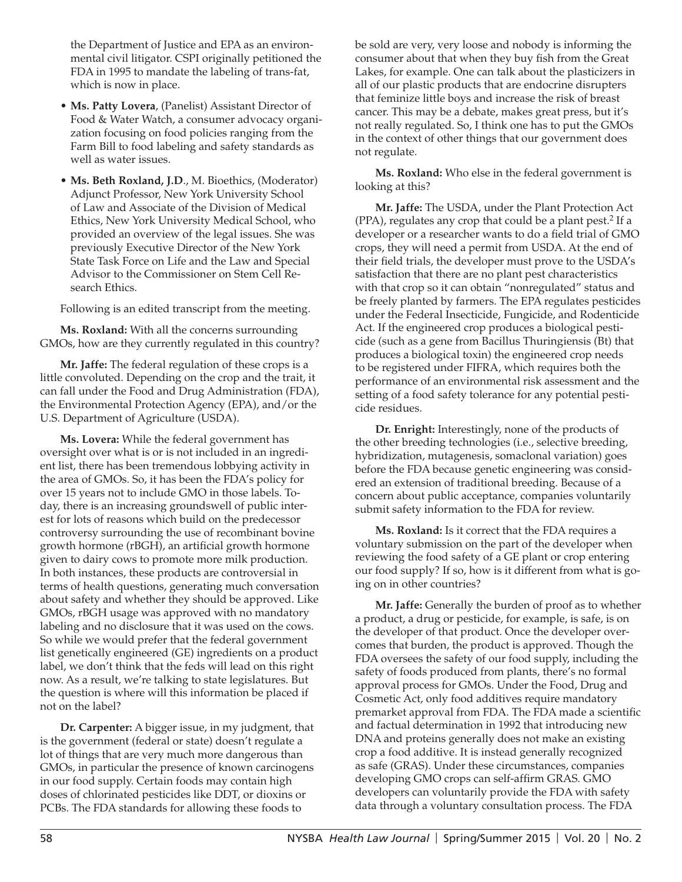the Department of Justice and EPA as an environmental civil litigator. CSPI originally petitioned the FDA in 1995 to mandate the labeling of trans-fat, which is now in place.

- **Ms. Patty Lovera**, (Panelist) Assistant Director of Food & Water Watch, a consumer advocacy organization focusing on food policies ranging from the Farm Bill to food labeling and safety standards as well as water issues.
- **Ms. Beth Roxland, J.D**., M. Bioethics, (Moderator) Adjunct Professor, New York University School of Law and Associate of the Division of Medical Ethics, New York University Medical School, who provided an overview of the legal issues. She was previously Executive Director of the New York State Task Force on Life and the Law and Special Advisor to the Commissioner on Stem Cell Research Ethics.

Following is an edited transcript from the meeting.

**Ms. Roxland:** With all the concerns surrounding GMOs, how are they currently regulated in this country?

**Mr. Jaffe:** The federal regulation of these crops is a little convoluted. Depending on the crop and the trait, it can fall under the Food and Drug Administration (FDA), the Environmental Protection Agency (EPA), and/or the U.S. Department of Agriculture (USDA).

**Ms. Lovera:** While the federal government has oversight over what is or is not included in an ingredient list, there has been tremendous lobbying activity in the area of GMOs. So, it has been the FDA's policy for over 15 years not to include GMO in those labels. Today, there is an increasing groundswell of public interest for lots of reasons which build on the predecessor controversy surrounding the use of recombinant bovine growth hormone (rBGH), an artificial growth hormone given to dairy cows to promote more milk production. In both instances, these products are controversial in terms of health questions, generating much conversation about safety and whether they should be approved. Like GMOs, rBGH usage was approved with no mandatory labeling and no disclosure that it was used on the cows. So while we would prefer that the federal government list genetically engineered (GE) ingredients on a product label, we don't think that the feds will lead on this right now. As a result, we're talking to state legislatures. But the question is where will this information be placed if not on the label?

**Dr. Carpenter:** A bigger issue, in my judgment, that is the government (federal or state) doesn't regulate a lot of things that are very much more dangerous than GMOs, in particular the presence of known carcinogens in our food supply. Certain foods may contain high doses of chlorinated pesticides like DDT, or dioxins or PCBs. The FDA standards for allowing these foods to be sold are very, very loose and nobody is informing the consumer about that when they buy fish from the Great Lakes, for example. One can talk about the plasticizers in all of our plastic products that are endocrine disrupters that feminize little boys and increase the risk of breast cancer. This may be a debate, makes great press, but it's not really regulated. So, I think one has to put the GMOs in the context of other things that our government does not regulate.

**Ms. Roxland:** Who else in the federal government is looking at this?

**Mr. Jaffe:** The USDA, under the Plant Protection Act (PPA), regulates any crop that could be a plant pest.[2] If a developer or a researcher wants to do a field trial of GMO crops, they will need a permit from USDA. At the end of their field trials, the developer must prove to the USDA's satisfaction that there are no plant pest characteristics with that crop so it can obtain "nonregulated" status and be freely planted by farmers. The EPA regulates pesticides under the Federal Insecticide, Fungicide, and Rodenticide Act. If the engineered crop produces a biological pesticide (such as a gene from Bacillus Thuringiensis (Bt) that produces a biological toxin) the engineered crop needs to be registered under FIFRA, which requires both the performance of an environmental risk assessment and the setting of a food safety tolerance for any potential pesticide residues.

**Dr. Enright:** Interestingly, none of the products of the other breeding technologies (i.e., selective breeding, hybridization, mutagenesis, somaclonal variation) goes before the FDA because genetic engineering was considered an extension of traditional breeding. Because of a concern about public acceptance, companies voluntarily submit safety information to the FDA for review.

**Ms. Roxland:** Is it correct that the FDA requires a voluntary submission on the part of the developer when reviewing the food safety of a GE plant or crop entering our food supply? If so, how is it different from what is going on in other countries?

**Mr. Jaffe:** Generally the burden of proof as to whether a product, a drug or pesticide, for example, is safe, is on the developer of that product. Once the developer overcomes that burden, the product is approved. Though the FDA oversees the safety of our food supply, including the safety of foods produced from plants, there's no formal approval process for GMOs. Under the Food, Drug and Cosmetic Act, only food additives require mandatory premarket approval from FDA. The FDA made a scientific and factual determination in 1992 that introducing new DNA and proteins generally does not make an existing crop a food additive. It is instead generally recognized as safe (GRAS). Under these circumstances, companies developing GMO crops can self-affirm GRAS. GMO developers can voluntarily provide the FDA with safety data through a voluntary consultation process. The FDA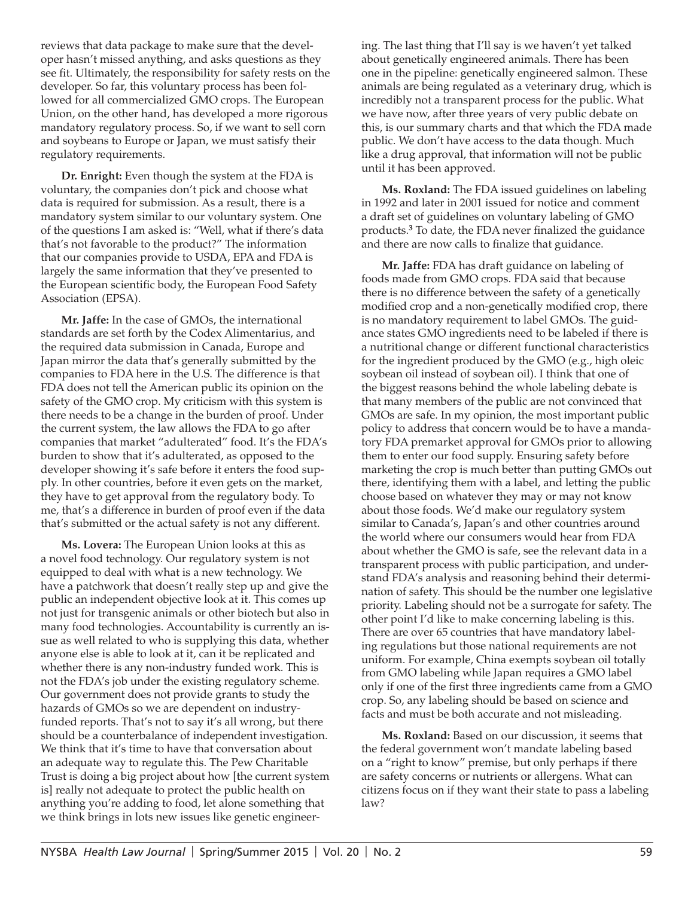reviews that data package to make sure that the developer hasn't missed anything, and asks questions as they see fit. Ultimately, the responsibility for safety rests on the developer. So far, this voluntary process has been followed for all commercialized GMO crops. The European Union, on the other hand, has developed a more rigorous mandatory regulatory process. So, if we want to sell corn and soybeans to Europe or Japan, we must satisfy their regulatory requirements.

**Dr. Enright:** Even though the system at the FDA is voluntary, the companies don't pick and choose what data is required for submission. As a result, there is a mandatory system similar to our voluntary system. One of the questions I am asked is: "Well, what if there's data that's not favorable to the product?" The information that our companies provide to USDA, EPA and FDA is largely the same information that they've presented to the European scientific body, the European Food Safety Association (EPSA).

**Mr. Jaffe:** In the case of GMOs, the international standards are set forth by the Codex Alimentarius, and the required data submission in Canada, Europe and Japan mirror the data that's generally submitted by the companies to FDA here in the U.S. The difference is that FDA does not tell the American public its opinion on the safety of the GMO crop. My criticism with this system is there needs to be a change in the burden of proof. Under the current system, the law allows the FDA to go after companies that market "adulterated" food. It's the FDA's burden to show that it's adulterated, as opposed to the developer showing it's safe before it enters the food supply. In other countries, before it even gets on the market, they have to get approval from the regulatory body. To me, that's a difference in burden of proof even if the data that's submitted or the actual safety is not any different.

**Ms. Lovera:** The European Union looks at this as a novel food technology. Our regulatory system is not equipped to deal with what is a new technology. We have a patchwork that doesn't really step up and give the public an independent objective look at it. This comes up not just for transgenic animals or other biotech but also in many food technologies. Accountability is currently an issue as well related to who is supplying this data, whether anyone else is able to look at it, can it be replicated and whether there is any non-industry funded work. This is not the FDA's job under the existing regulatory scheme. Our government does not provide grants to study the hazards of GMOs so we are dependent on industry-funded reports. That's not to say it's all wrong, but there should be a counterbalance of independent investigation. We think that it's time to have that conversation about an adequate way to regulate this. The Pew Charitable Trust is doing a big project about how [the current system is] really not adequate to protect the public health on anything you're adding to food, let alone something that we think brings in lots new issues like genetic engineering. The last thing that I'll say is we haven't yet talked about genetically engineered animals. There has been one in the pipeline: genetically engineered salmon. These animals are being regulated as a veterinary drug, which is incredibly not a transparent process for the public. What we have now, after three years of very public debate on this, is our summary charts and that which the FDA made public. We don't have access to the data though. Much like a drug approval, that information will not be public until it has been approved.

**Ms. Roxland:** The FDA issued guidelines on labeling in 1992 and later in 2001 issued for notice and comment a draft set of guidelines on voluntary labeling of GMO products.[3] To date, the FDA never finalized the guidance and there are now calls to finalize that guidance.

**Mr. Jaffe:** FDA has draft guidance on labeling of foods made from GMO crops. FDA said that because there is no difference between the safety of a genetically modified crop and a non-genetically modified crop, there is no mandatory requirement to label GMOs. The guidance states GMO ingredients need to be labeled if there is a nutritional change or different functional characteristics for the ingredient produced by the GMO (e.g., high oleic soybean oil instead of soybean oil). I think that one of the biggest reasons behind the whole labeling debate is that many members of the public are not convinced that GMOs are safe. In my opinion, the most important public policy to address that concern would be to have a mandatory FDA premarket approval for GMOs prior to allowing them to enter our food supply. Ensuring safety before marketing the crop is much better than putting GMOs out there, identifying them with a label, and letting the public choose based on whatever they may or may not know about those foods. We'd make our regulatory system similar to Canada's, Japan's and other countries around the world where our consumers would hear from FDA about whether the GMO is safe, see the relevant data in a transparent process with public participation, and understand FDA's analysis and reasoning behind their determination of safety. This should be the number one legislative priority. Labeling should not be a surrogate for safety. The other point I'd like to make concerning labeling is this. There are over 65 countries that have mandatory labeling regulations but those national requirements are not uniform. For example, China exempts soybean oil totally from GMO labeling while Japan requires a GMO label only if one of the first three ingredients came from a GMO crop. So, any labeling should be based on science and facts and must be both accurate and not misleading.

**Ms. Roxland:** Based on our discussion, it seems that the federal government won't mandate labeling based on a "right to know" premise, but only perhaps if there are safety concerns or nutrients or allergens. What can citizens focus on if they want their state to pass a labeling law?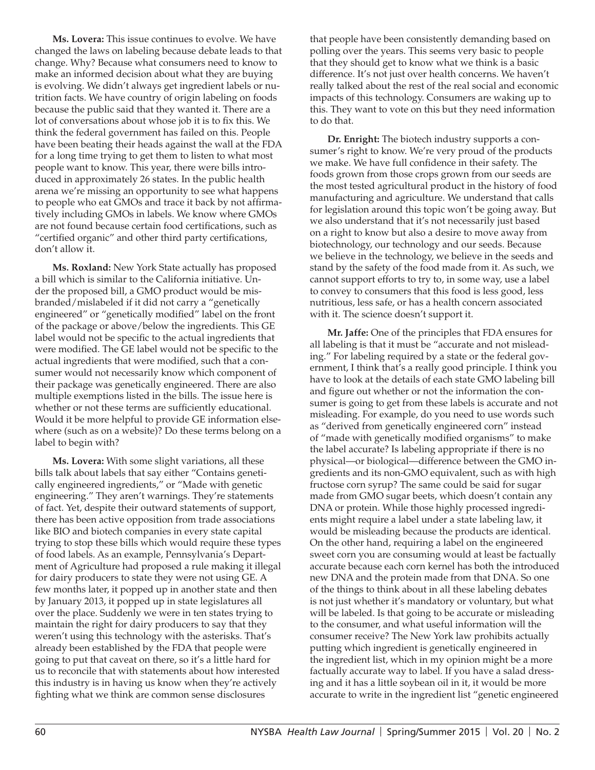**Ms. Lovera:** This issue continues to evolve. We have changed the laws on labeling because debate leads to that change. Why? Because what consumers need to know to make an informed decision about what they are buying is evolving. We didn't always get ingredient labels or nutrition facts. We have country of origin labeling on foods because the public said that they wanted it. There are a lot of conversations about whose job it is to fix this. We think the federal government has failed on this. People have been beating their heads against the wall at the FDA for a long time trying to get them to listen to what most people want to know. This year, there were bills introduced in approximately 26 states. In the public health arena we're missing an opportunity to see what happens to people who eat GMOs and trace it back by not affirmatively including GMOs in labels. We know where GMOs are not found because certain food certifications, such as "certified organic" and other third party certifications, don't allow it.

**Ms. Roxland:** New York State actually has proposed a bill which is similar to the California initiative. Under the proposed bill, a GMO product would be misbranded/mislabeled if it did not carry a "genetically engineered" or "genetically modified" label on the front of the package or above/below the ingredients. This GE label would not be specific to the actual ingredients that were modified. The GE label would not be specific to the actual ingredients that were modified, such that a consumer would not necessarily know which component of their package was genetically engineered. There are also multiple exemptions listed in the bills. The issue here is whether or not these terms are sufficiently educational. Would it be more helpful to provide GE information elsewhere (such as on a website)? Do these terms belong on a label to begin with?

**Ms. Lovera:** With some slight variations, all these bills talk about labels that say either "Contains genetically engineered ingredients," or "Made with genetic engineering." They aren't warnings. They're statements of fact. Yet, despite their outward statements of support, there has been active opposition from trade associations like BIO and biotech companies in every state capital trying to stop these bills which would require these types of food labels. As an example, Pennsylvania's Department of Agriculture had proposed a rule making it illegal for dairy producers to state they were not using GE. A few months later, it popped up in another state and then by January 2013, it popped up in state legislatures all over the place. Suddenly we were in ten states trying to maintain the right for dairy producers to say that they weren't using this technology with the asterisks. That's already been established by the FDA that people were going to put that caveat on there, so it's a little hard for us to reconcile that with statements about how interested this industry is in having us know when they're actively fighting what we think are common sense disclosures that people have been consistently demanding based on polling over the years. This seems very basic to people that they should get to know what we think is a basic difference. It's not just over health concerns. We haven't really talked about the rest of the real social and economic impacts of this technology. Consumers are waking up to this. They want to vote on this but they need information to do that.

**Dr. Enright:** The biotech industry supports a consumer's right to know. We're very proud of the products we make. We have full confidence in their safety. The foods grown from those crops grown from our seeds are the most tested agricultural product in the history of food manufacturing and agriculture. We understand that calls for legislation around this topic won't be going away. But we also understand that it's not necessarily just based on a right to know but also a desire to move away from biotechnology, our technology and our seeds. Because we believe in the technology, we believe in the seeds and stand by the safety of the food made from it. As such, we cannot support efforts to try to, in some way, use a label to convey to consumers that this food is less good, less nutritious, less safe, or has a health concern associated with it. The science doesn't support it.

**Mr. Jaffe:** One of the principles that FDA ensures for all labeling is that it must be "accurate and not misleading." For labeling required by a state or the federal government, I think that's a really good principle. I think you have to look at the details of each state GMO labeling bill and figure out whether or not the information the consumer is going to get from these labels is accurate and not misleading. For example, do you need to use words such as "derived from genetically engineered corn" instead of "made with genetically modified organisms" to make the label accurate? Is labeling appropriate if there is no physical—or biological—difference between the GMO ingredients and its non-GMO equivalent, such as with high fructose corn syrup? The same could be said for sugar made from GMO sugar beets, which doesn't contain any DNA or protein. While those highly processed ingredients might require a label under a state labeling law, it would be misleading because the products are identical. On the other hand, requiring a label on the engineered sweet corn you are consuming would at least be factually accurate because each corn kernel has both the introduced new DNA and the protein made from that DNA. So one of the things to think about in all these labeling debates is not just whether it's mandatory or voluntary, but what will be labeled. Is that going to be accurate or misleading to the consumer, and what useful information will the consumer receive? The New York law prohibits actually putting which ingredient is genetically engineered in the ingredient list, which in my opinion might be a more factually accurate way to label. If you have a salad dressing and it has a little soybean oil in it, it would be more accurate to write in the ingredient list "genetic engineered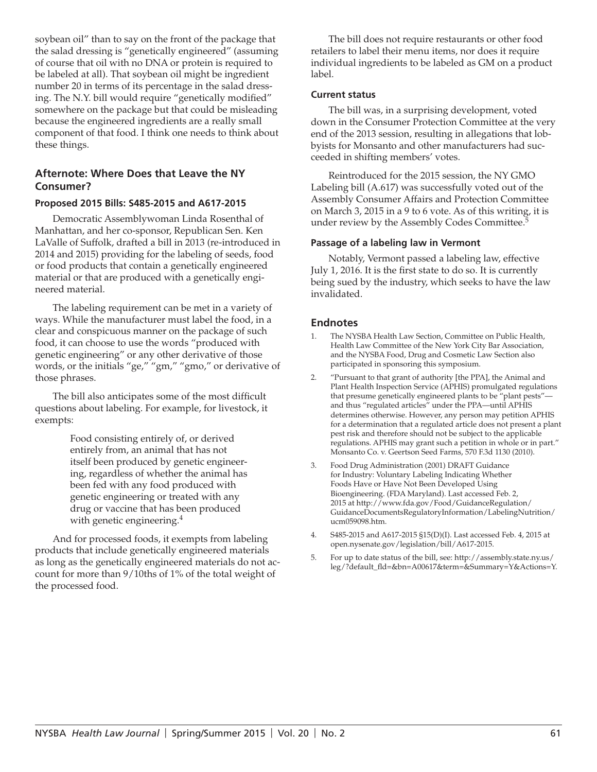soybean oil" than to say on the front of the package that the salad dressing is "genetically engineered" (assuming of course that oil with no DNA or protein is required to be labeled at all). That soybean oil might be ingredient number 20 in terms of its percentage in the salad dressing. The N.Y. bill would require "genetically modified" somewhere on the package but that could be misleading because the engineered ingredients are a really small component of that food. I think one needs to think about these things.

## Afternote: Where Does that Leave the NY Consumer?

### Proposed 2015 Bills: S485-2015 and A617-2015

Democratic Assemblywoman Linda Rosenthal of Manhattan, and her co-sponsor, Republican Sen. Ken LaValle of Suffolk, drafted a bill in 2013 (re-introduced in 2014 and 2015) providing for the labeling of seeds, food or food products that contain a genetically engineered material or that are produced with a genetically engineered material.

The labeling requirement can be met in a variety of ways. While the manufacturer must label the food, in a clear and conspicuous manner on the package of such food, it can choose to use the words "produced with genetic engineering" or any other derivative of those words, or the initials "ge," "gm," "gmo," or derivative of those phrases.

The bill also anticipates some of the most difficult questions about labeling. For example, for livestock, it exempts:

> Food consisting entirely of, or derived entirely from, an animal that has not itself been produced by genetic engineering, regardless of whether the animal has been fed with any food produced with genetic engineering or treated with any drug or vaccine that has been produced with genetic engineering.[4]

And for processed foods, it exempts from labeling products that include genetically engineered materials as long as the genetically engineered materials do not account for more than 9/10ths of 1% of the total weight of the processed food.

The bill does not require restaurants or other food retailers to label their menu items, nor does it require individual ingredients to be labeled as GM on a product label.

### Current status

The bill was, in a surprising development, voted down in the Consumer Protection Committee at the very end of the 2013 session, resulting in allegations that lobbyists for Monsanto and other manufacturers had succeeded in shifting members' votes.

Reintroduced for the 2015 session, the NY GMO Labeling bill (A.617) was successfully voted out of the Assembly Consumer Affairs and Protection Committee on March 3, 2015 in a 9 to 6 vote. As of this writing, it is under review by the Assembly Codes Committee.[5]

### Passage of a labeling law in Vermont

Notably, Vermont passed a labeling law, effective July 1, 2016. It is the first state to do so. It is currently being sued by the industry, which seeks to have the law invalidated.

## Endnotes

1. The NYSBA Health Law Section, Committee on Public Health, Health Law Committee of the New York City Bar Association, and the NYSBA Food, Drug and Cosmetic Law Section also participated in sponsoring this symposium.
2. "Pursuant to that grant of authority [the PPA], the Animal and Plant Health Inspection Service (APHIS) promulgated regulations that presume genetically engineered plants to be "plant pests"—and thus "regulated articles" under the PPA—until APHIS determines otherwise. However, any person may petition APHIS for a determination that a regulated article does not present a plant pest risk and therefore should not be subject to the applicable regulations. APHIS may grant such a petition in whole or in part." Monsanto Co. v. Geertson Seed Farms, 570 F.3d 1130 (2010).
3. Food Drug Administration (2001) DRAFT Guidance for Industry: Voluntary Labeling Indicating Whether Foods Have or Have Not Been Developed Using Bioengineering. (FDA Maryland). Last accessed Feb. 2, 2015 at http://www.fda.gov/Food/GuidanceRegulation/GuidanceDocumentsRegulatoryInformation/LabelingNutrition/ucm059098.htm.
4. S485-2015 and A617-2015 §15(D)(I). Last accessed Feb. 4, 2015 at open.nysenate.gov/legislation/bill/A617-2015.
5. For up to date status of the bill, see: http://assembly.state.ny.us/leg/?default_fld=&bn=A00617&term=&Summary=Y&Actions=Y.